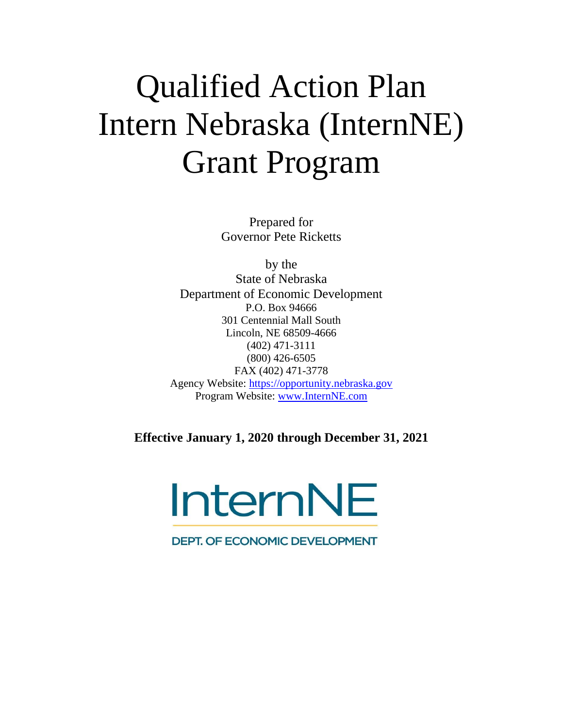# Qualified Action Plan Intern Nebraska (InternNE) Grant Program

Prepared for
Governor Pete Ricketts

by the
State of Nebraska
Department of Economic Development
P.O. Box 94666
301 Centennial Mall South
Lincoln, NE 68509-4666
(402) 471-3111
(800) 426-6505
FAX (402) 471-3778
Agency Website: https://opportunity.nebraska.gov
Program Website: www.InternNE.com

**Effective January 1, 2020 through December 31, 2021**

InternNE

DEPT. OF ECONOMIC DEVELOPMENT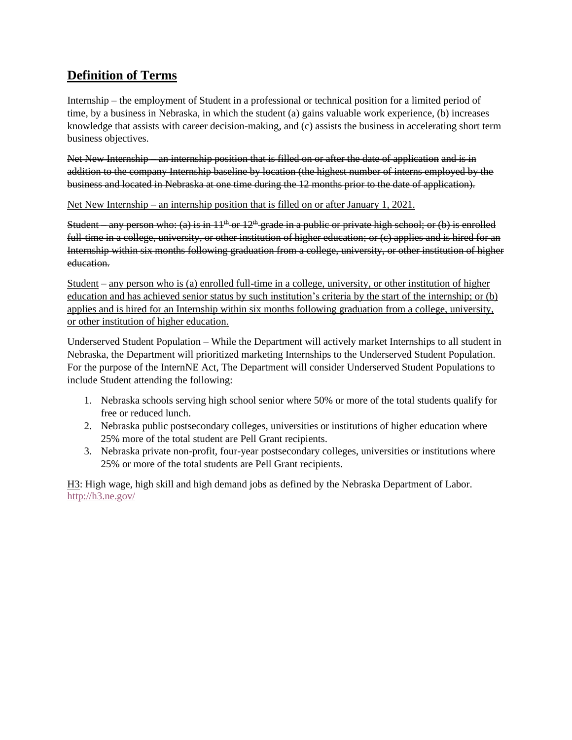## Definition of Terms

Internship – the employment of Student in a professional or technical position for a limited period of time, by a business in Nebraska, in which the student (a) gains valuable work experience, (b) increases knowledge that assists with career decision-making, and (c) assists the business in accelerating short term business objectives.

~~Net New Internship – an internship position that is filled on or after the date of application and is in addition to the company Internship baseline by location (the highest number of interns employed by the business and located in Nebraska at one time during the 12 months prior to the date of application).~~

<u>Net New Internship – an internship position that is filled on or after January 1, 2021.</u>

~~Student – any person who: (a) is in 11th or 12th grade in a public or private high school; or (b) is enrolled full-time in a college, university, or other institution of higher education; or (c) applies and is hired for an Internship within six months following graduation from a college, university, or other institution of higher education.~~

<u>Student</u> – <u>any person who is (a) enrolled full-time in a college, university, or other institution of higher education and has achieved senior status by such institution's criteria by the start of the internship; or (b) applies and is hired for an Internship within six months following graduation from a college, university, or other institution of higher education.</u>

Underserved Student Population – While the Department will actively market Internships to all student in Nebraska, the Department will prioritized marketing Internships to the Underserved Student Population. For the purpose of the InternNE Act, The Department will consider Underserved Student Populations to include Student attending the following:

1. Nebraska schools serving high school senior where 50% or more of the total students qualify for free or reduced lunch.
2. Nebraska public postsecondary colleges, universities or institutions of higher education where 25% more of the total student are Pell Grant recipients.
3. Nebraska private non-profit, four-year postsecondary colleges, universities or institutions where 25% or more of the total students are Pell Grant recipients.

<u>H3</u>: High wage, high skill and high demand jobs as defined by the Nebraska Department of Labor. http://h3.ne.gov/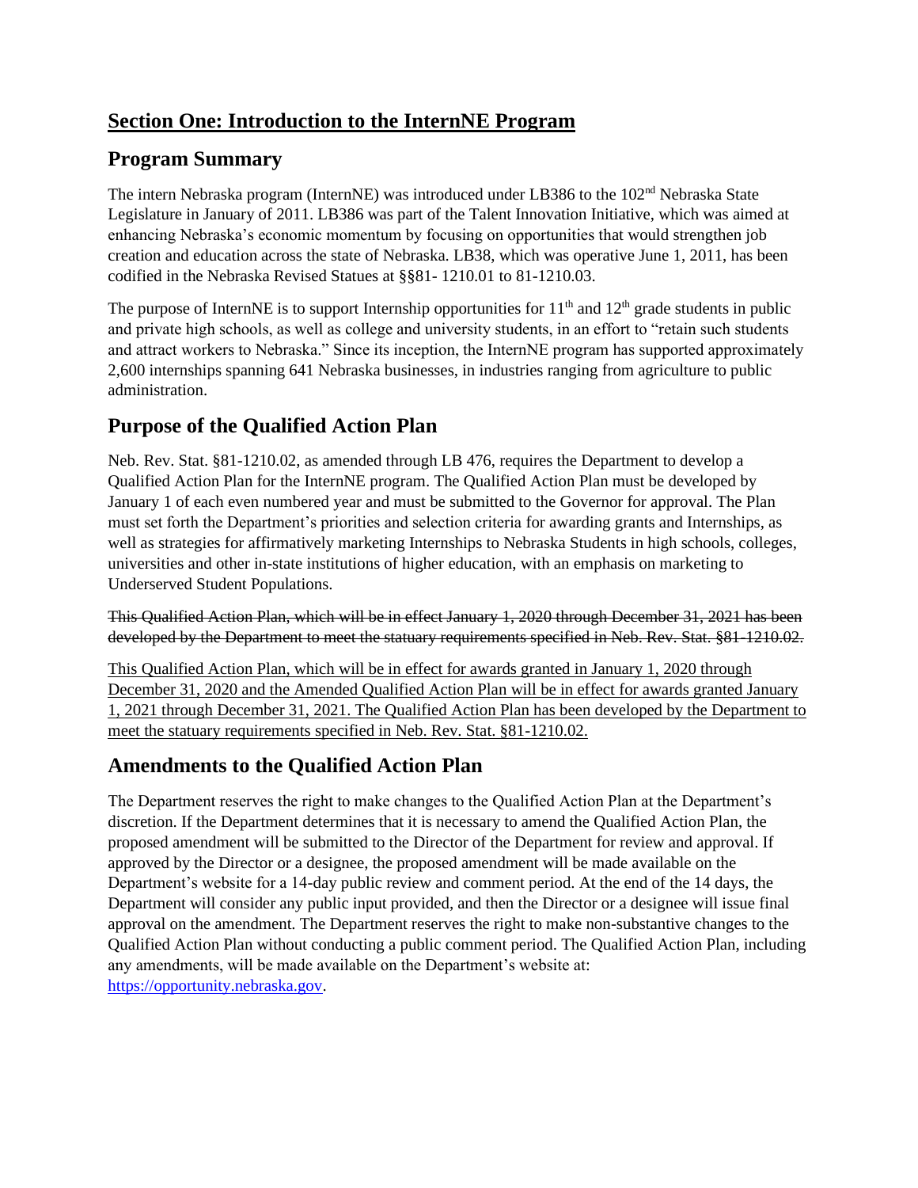# Section One: Introduction to the InternNE Program

## Program Summary

The intern Nebraska program (InternNE) was introduced under LB386 to the 102nd Nebraska State Legislature in January of 2011. LB386 was part of the Talent Innovation Initiative, which was aimed at enhancing Nebraska's economic momentum by focusing on opportunities that would strengthen job creation and education across the state of Nebraska. LB38, which was operative June 1, 2011, has been codified in the Nebraska Revised Statues at §§81- 1210.01 to 81-1210.03.

The purpose of InternNE is to support Internship opportunities for 11th and 12th grade students in public and private high schools, as well as college and university students, in an effort to "retain such students and attract workers to Nebraska." Since its inception, the InternNE program has supported approximately 2,600 internships spanning 641 Nebraska businesses, in industries ranging from agriculture to public administration.

## Purpose of the Qualified Action Plan

Neb. Rev. Stat. §81-1210.02, as amended through LB 476, requires the Department to develop a Qualified Action Plan for the InternNE program. The Qualified Action Plan must be developed by January 1 of each even numbered year and must be submitted to the Governor for approval. The Plan must set forth the Department's priorities and selection criteria for awarding grants and Internships, as well as strategies for affirmatively marketing Internships to Nebraska Students in high schools, colleges, universities and other in-state institutions of higher education, with an emphasis on marketing to Underserved Student Populations.

~~This Qualified Action Plan, which will be in effect January 1, 2020 through December 31, 2021 has been developed by the Department to meet the statuary requirements specified in Neb. Rev. Stat. §81-1210.02.~~

<u>This Qualified Action Plan, which will be in effect for awards granted in January 1, 2020 through December 31, 2020 and the Amended Qualified Action Plan will be in effect for awards granted January 1, 2021 through December 31, 2021. The Qualified Action Plan has been developed by the Department to meet the statuary requirements specified in Neb. Rev. Stat. §81-1210.02.</u>

## Amendments to the Qualified Action Plan

The Department reserves the right to make changes to the Qualified Action Plan at the Department's discretion. If the Department determines that it is necessary to amend the Qualified Action Plan, the proposed amendment will be submitted to the Director of the Department for review and approval. If approved by the Director or a designee, the proposed amendment will be made available on the Department's website for a 14-day public review and comment period. At the end of the 14 days, the Department will consider any public input provided, and then the Director or a designee will issue final approval on the amendment. The Department reserves the right to make non-substantive changes to the Qualified Action Plan without conducting a public comment period. The Qualified Action Plan, including any amendments, will be made available on the Department's website at: https://opportunity.nebraska.gov.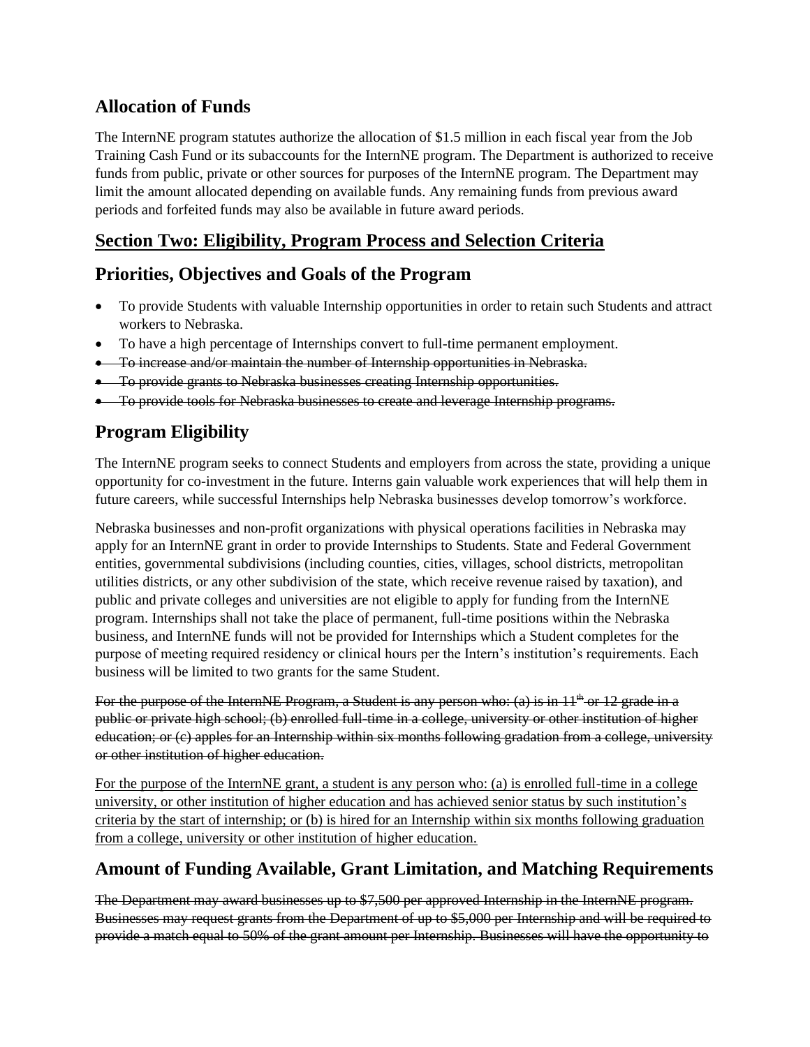## Allocation of Funds

The InternNE program statutes authorize the allocation of $1.5 million in each fiscal year from the Job Training Cash Fund or its subaccounts for the InternNE program. The Department is authorized to receive funds from public, private or other sources for purposes of the InternNE program. The Department may limit the amount allocated depending on available funds. Any remaining funds from previous award periods and forfeited funds may also be available in future award periods.

## Section Two: Eligibility, Program Process and Selection Criteria

## Priorities, Objectives and Goals of the Program

- To provide Students with valuable Internship opportunities in order to retain such Students and attract workers to Nebraska.
- To have a high percentage of Internships convert to full-time permanent employment.
- ~~To increase and/or maintain the number of Internship opportunities in Nebraska.~~
- ~~To provide grants to Nebraska businesses creating Internship opportunities.~~
- ~~To provide tools for Nebraska businesses to create and leverage Internship programs.~~

## Program Eligibility

The InternNE program seeks to connect Students and employers from across the state, providing a unique opportunity for co-investment in the future. Interns gain valuable work experiences that will help them in future careers, while successful Internships help Nebraska businesses develop tomorrow's workforce.

Nebraska businesses and non-profit organizations with physical operations facilities in Nebraska may apply for an InternNE grant in order to provide Internships to Students. State and Federal Government entities, governmental subdivisions (including counties, cities, villages, school districts, metropolitan utilities districts, or any other subdivision of the state, which receive revenue raised by taxation), and public and private colleges and universities are not eligible to apply for funding from the InternNE program. Internships shall not take the place of permanent, full-time positions within the Nebraska business, and InternNE funds will not be provided for Internships which a Student completes for the purpose of meeting required residency or clinical hours per the Intern's institution's requirements. Each business will be limited to two grants for the same Student.

~~For the purpose of the InternNE Program, a Student is any person who: (a) is in 11th or 12 grade in a public or private high school; (b) enrolled full-time in a college, university or other institution of higher education; or (c) apples for an Internship within six months following gradation from a college, university or other institution of higher education.~~

<u>For the purpose of the InternNE grant, a student is any person who: (a) is enrolled full-time in a college university, or other institution of higher education and has achieved senior status by such institution's criteria by the start of internship; or (b) is hired for an Internship within six months following graduation from a college, university or other institution of higher education.</u>

## Amount of Funding Available, Grant Limitation, and Matching Requirements

~~The Department may award businesses up to $7,500 per approved Internship in the InternNE program. Businesses may request grants from the Department of up to $5,000 per Internship and will be required to provide a match equal to 50% of the grant amount per Internship. Businesses will have the opportunity to~~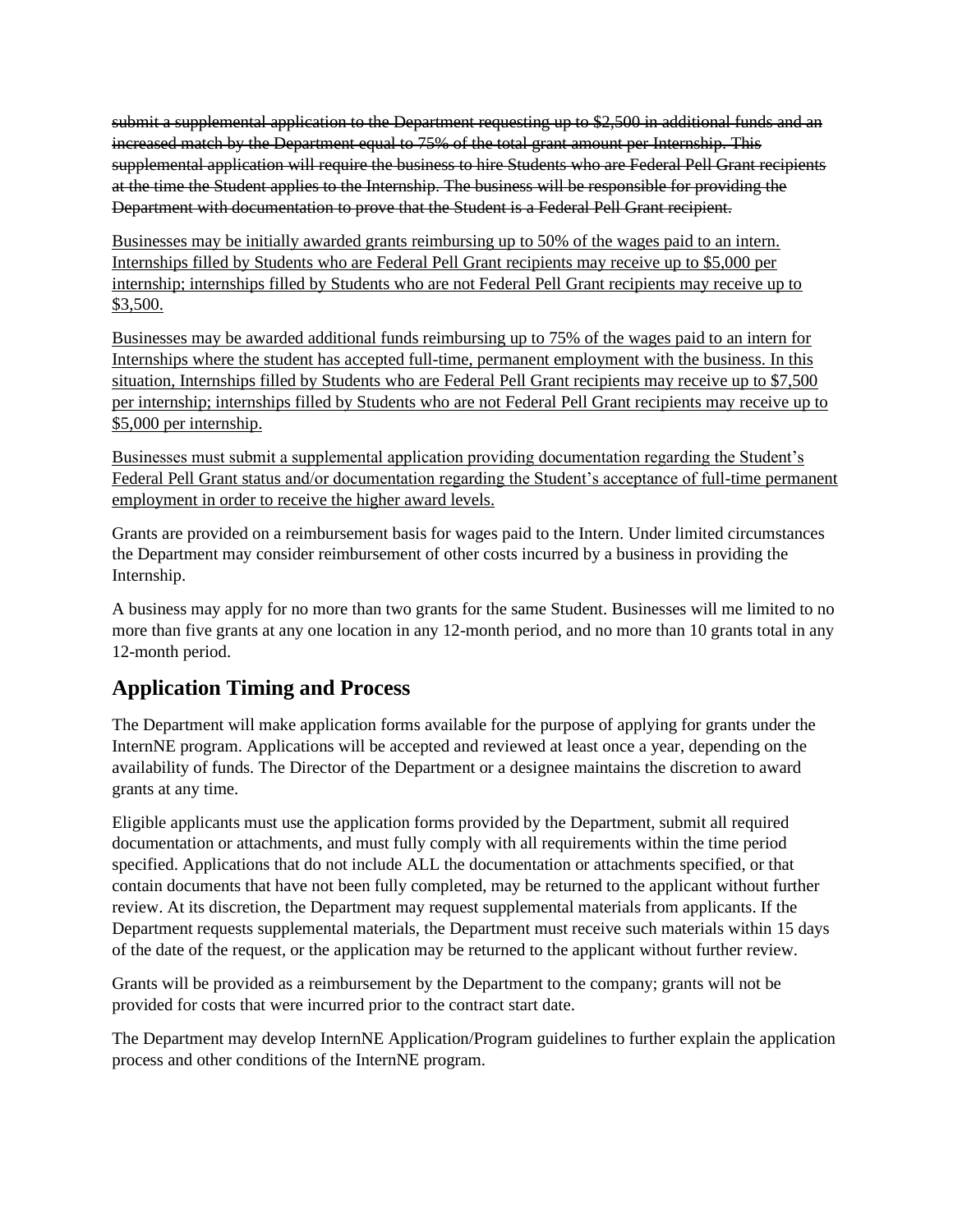~~submit a supplemental application to the Department requesting up to $2,500 in additional funds and an increased match by the Department equal to 75% of the total grant amount per Internship. This supplemental application will require the business to hire Students who are Federal Pell Grant recipients at the time the Student applies to the Internship. The business will be responsible for providing the Department with documentation to prove that the Student is a Federal Pell Grant recipient.~~

<u>Businesses may be initially awarded grants reimbursing up to 50% of the wages paid to an intern. Internships filled by Students who are Federal Pell Grant recipients may receive up to $5,000 per internship; internships filled by Students who are not Federal Pell Grant recipients may receive up to $3,500.</u>

<u>Businesses may be awarded additional funds reimbursing up to 75% of the wages paid to an intern for Internships where the student has accepted full-time, permanent employment with the business. In this situation, Internships filled by Students who are Federal Pell Grant recipients may receive up to $7,500 per internship; internships filled by Students who are not Federal Pell Grant recipients may receive up to $5,000 per internship.</u>

<u>Businesses must submit a supplemental application providing documentation regarding the Student's Federal Pell Grant status and/or documentation regarding the Student's acceptance of full-time permanent employment in order to receive the higher award levels.</u>

Grants are provided on a reimbursement basis for wages paid to the Intern. Under limited circumstances the Department may consider reimbursement of other costs incurred by a business in providing the Internship.

A business may apply for no more than two grants for the same Student. Businesses will me limited to no more than five grants at any one location in any 12-month period, and no more than 10 grants total in any 12-month period.

## Application Timing and Process

The Department will make application forms available for the purpose of applying for grants under the InternNE program. Applications will be accepted and reviewed at least once a year, depending on the availability of funds. The Director of the Department or a designee maintains the discretion to award grants at any time.

Eligible applicants must use the application forms provided by the Department, submit all required documentation or attachments, and must fully comply with all requirements within the time period specified. Applications that do not include ALL the documentation or attachments specified, or that contain documents that have not been fully completed, may be returned to the applicant without further review. At its discretion, the Department may request supplemental materials from applicants. If the Department requests supplemental materials, the Department must receive such materials within 15 days of the date of the request, or the application may be returned to the applicant without further review.

Grants will be provided as a reimbursement by the Department to the company; grants will not be provided for costs that were incurred prior to the contract start date.

The Department may develop InternNE Application/Program guidelines to further explain the application process and other conditions of the InternNE program.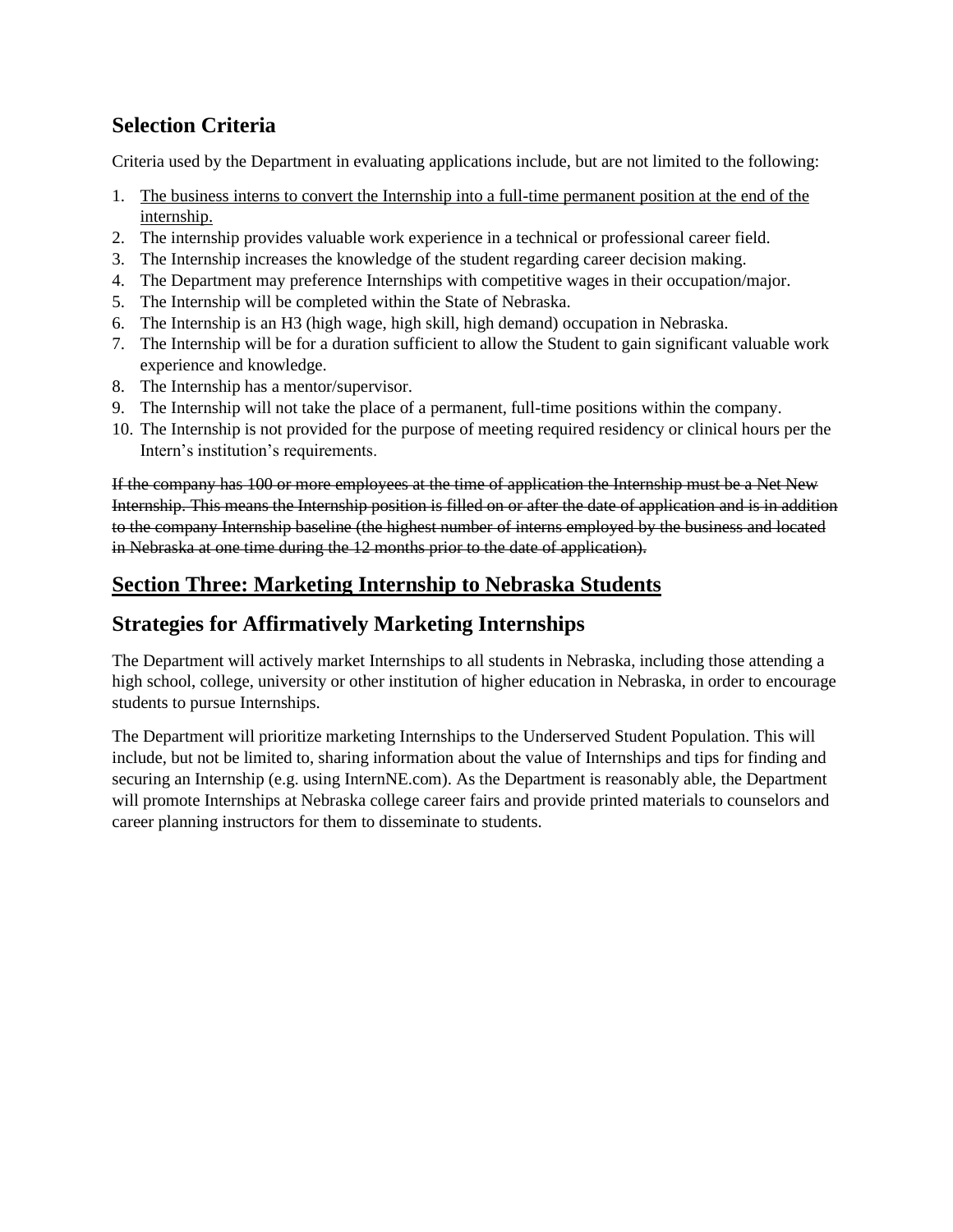## Selection Criteria

Criteria used by the Department in evaluating applications include, but are not limited to the following:

1. <u>The business interns to convert the Internship into a full-time permanent position at the end of the internship.</u>
2. The internship provides valuable work experience in a technical or professional career field.
3. The Internship increases the knowledge of the student regarding career decision making.
4. The Department may preference Internships with competitive wages in their occupation/major.
5. The Internship will be completed within the State of Nebraska.
6. The Internship is an H3 (high wage, high skill, high demand) occupation in Nebraska.
7. The Internship will be for a duration sufficient to allow the Student to gain significant valuable work experience and knowledge.
8. The Internship has a mentor/supervisor.
9. The Internship will not take the place of a permanent, full-time positions within the company.
10. The Internship is not provided for the purpose of meeting required residency or clinical hours per the Intern's institution's requirements.

~~If the company has 100 or more employees at the time of application the Internship must be a Net New Internship. This means the Internship position is filled on or after the date of application and is in addition to the company Internship baseline (the highest number of interns employed by the business and located in Nebraska at one time during the 12 months prior to the date of application).~~

# <u>Section Three: Marketing Internship to Nebraska Students</u>

## Strategies for Affirmatively Marketing Internships

The Department will actively market Internships to all students in Nebraska, including those attending a high school, college, university or other institution of higher education in Nebraska, in order to encourage students to pursue Internships.

The Department will prioritize marketing Internships to the Underserved Student Population. This will include, but not be limited to, sharing information about the value of Internships and tips for finding and securing an Internship (e.g. using InternNE.com). As the Department is reasonably able, the Department will promote Internships at Nebraska college career fairs and provide printed materials to counselors and career planning instructors for them to disseminate to students.